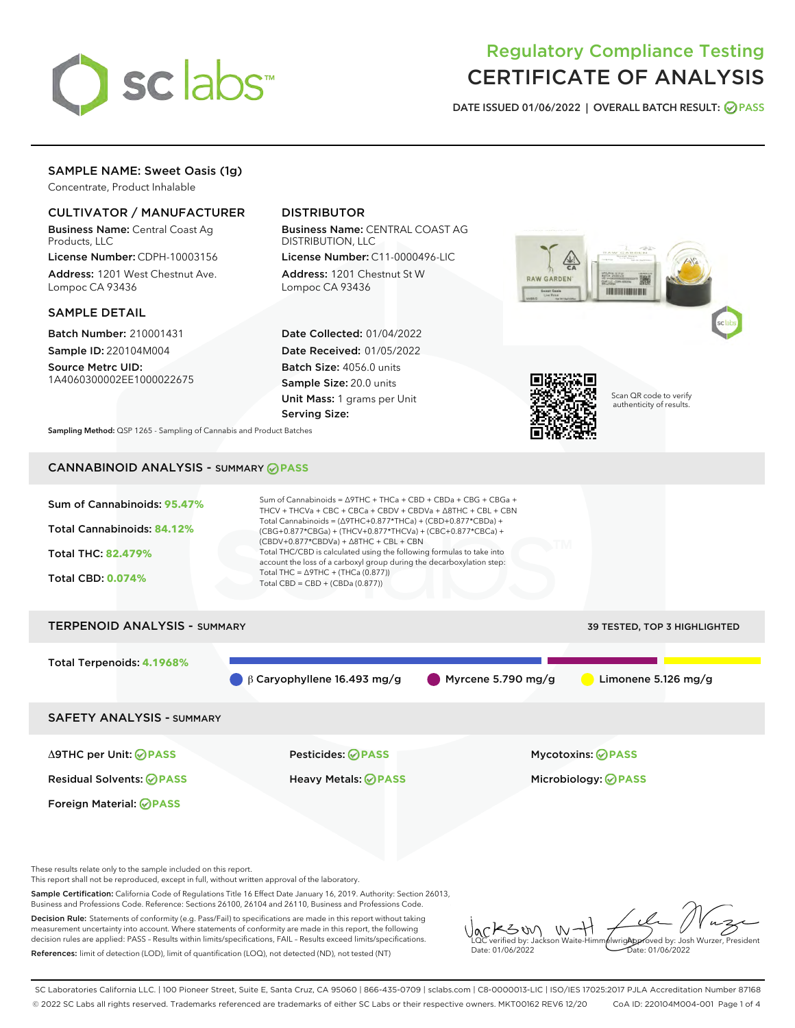# Regulatory Compliance Testing
# CERTIFICATE OF ANALYSIS

DATE ISSUED 01/06/2022 | OVERALL BATCH RESULT: PASS

## SAMPLE NAME: Sweet Oasis (1g)

Concentrate, Product Inhalable

### CULTIVATOR / MANUFACTURER

**Business Name:** Central Coast Ag Products, LLC

**License Number:** CDPH-10003156

**Address:** 1201 West Chestnut Ave. Lompoc CA 93436

### DISTRIBUTOR

**Business Name:** CENTRAL COAST AG DISTRIBUTION, LLC

**License Number:** C11-0000496-LIC

**Address:** 1201 Chestnut St W Lompoc CA 93436

### SAMPLE DETAIL

**Batch Number:** 210001431

**Sample ID:** 220104M004

**Source Metrc UID:** 1A4060300002EE1000022675

**Date Collected:** 01/04/2022

**Date Received:** 01/05/2022

**Batch Size:** 4056.0 units

**Sample Size:** 20.0 units

**Unit Mass:** 1 grams per Unit

**Serving Size:**

Scan QR code to verify authenticity of results.

**Sampling Method:** QSP 1265 - Sampling of Cannabis and Product Batches

## CANNABINOID ANALYSIS - SUMMARY PASS

Sum of Cannabinoids: **95.47%**

Total Cannabinoids: **84.12%**

Total THC: **82.479%**

Total CBD: **0.074%**

Sum of Cannabinoids = Δ9THC + THCa + CBD + CBDa + CBG + CBGa + THCV + THCVa + CBC + CBCa + CBDV + CBDVa + Δ8THC + CBL + CBN

Total Cannabinoids = (Δ9THC+0.877*THCa) + (CBD+0.877*CBDa) + (CBG+0.877*CBGa) + (THCV+0.877*THCVa) + (CBC+0.877*CBCa) + (CBDV+0.877*CBDVa) + Δ8THC + CBL + CBN

Total THC/CBD is calculated using the following formulas to take into account the loss of a carboxyl group during the decarboxylation step:

Total THC = Δ9THC + (THCa (0.877))

Total CBD = CBD + (CBDa (0.877))

## TERPENOID ANALYSIS - SUMMARY

39 TESTED, TOP 3 HIGHLIGHTED

Total Terpenoids: **4.1968%**

β Caryophyllene 16.493 mg/g | Myrcene 5.790 mg/g | Limonene 5.126 mg/g

## SAFETY ANALYSIS - SUMMARY

| | | |
|---|---|---|
| Δ9THC per Unit: PASS | Pesticides: PASS | Mycotoxins: PASS |
| Residual Solvents: PASS | Heavy Metals: PASS | Microbiology: PASS |
| Foreign Material: PASS | | |

These results relate only to the sample included on this report.

This report shall not be reproduced, except in full, without written approval of the laboratory.

**Sample Certification:** California Code of Regulations Title 16 Effect Date January 16, 2019. Authority: Section 26013, Business and Professions Code. Reference: Sections 26100, 26104 and 26110, Business and Professions Code.

**Decision Rule:** Statements of conformity (e.g. Pass/Fail) to specifications are made in this report without taking measurement uncertainty into account. Where statements of conformity are made in this report, the following decision rules are applied: PASS – Results within limits/specifications, FAIL – Results exceed limits/specifications.

**References:** limit of detection (LOD), limit of quantification (LOQ), not detected (ND), not tested (NT)

LQC verified by: Jackson Waite-Himmelwright
Date: 01/06/2022

Approved by: Josh Wurzer, President
Date: 01/06/2022

SC Laboratories California LLC. | 100 Pioneer Street, Suite E, Santa Cruz, CA 95060 | 866-435-0709 | sclabs.com | C8-0000013-LIC | ISO/IES 17025:2017 PJLA Accreditation Number 87168

© 2022 SC Labs all rights reserved. Trademarks referenced are trademarks of either SC Labs or their respective owners. MKT00162 REV6 12/20 CoA ID: 220104M004-001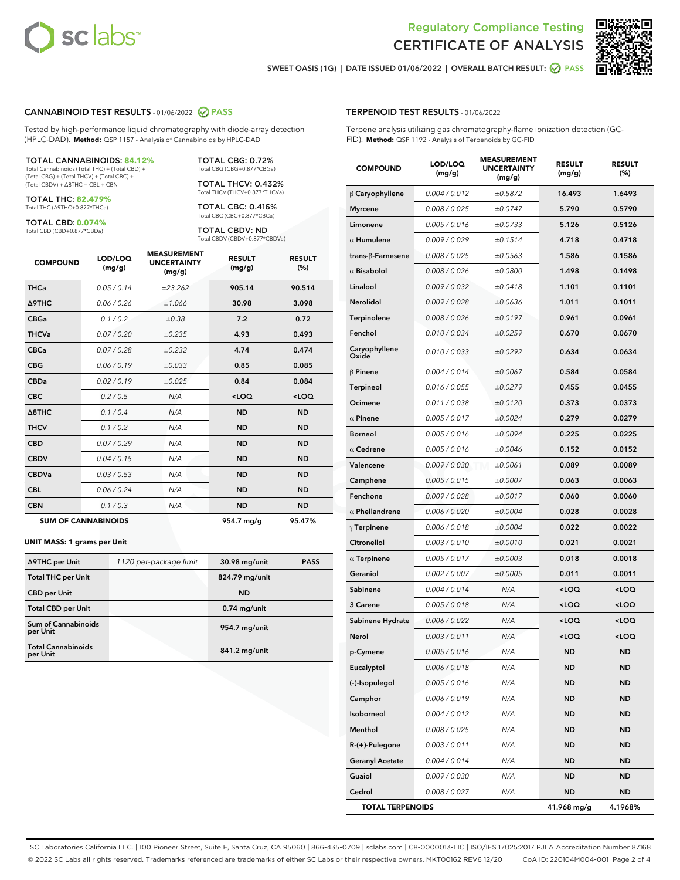Regulatory Compliance Testing
# CERTIFICATE OF ANALYSIS

SWEET OASIS (1G) | DATE ISSUED 01/06/2022 | OVERALL BATCH RESULT: PASS

## CANNABINOID TEST RESULTS - 01/06/2022 PASS

Tested by high-performance liquid chromatography with diode-array detection (HPLC-DAD). **Method:** QSP 1157 - Analysis of Cannabinoids by HPLC-DAD

**TOTAL CANNABINOIDS: 84.12%**
Total Cannabinoids (Total THC) + (Total CBD) + (Total CBG) + (Total THCV) + (Total CBC) + (Total CBDV) + Δ8THC + CBL + CBN

**TOTAL THC: 82.479%**
Total THC (Δ9THC+0.877*THCa)

**TOTAL CBD: 0.074%**
Total CBD (CBD+0.877*CBDa)

**TOTAL CBG: 0.72%**
Total CBG (CBG+0.877*CBGa)

**TOTAL THCV: 0.432%**
Total THCV (THCV+0.877*THCVa)

**TOTAL CBC: 0.416%**
Total CBC (CBC+0.877*CBCa)

**TOTAL CBDV: ND**
Total CBDV (CBDV+0.877*CBDVa)

| COMPOUND | LOD/LOQ (mg/g) | MEASUREMENT UNCERTAINTY (mg/g) | RESULT (mg/g) | RESULT (%) |
|---|---|---|---|---|
| THCa | 0.05 / 0.14 | ±23.262 | 905.14 | 90.514 |
| Δ9THC | 0.06 / 0.26 | ±1.066 | 30.98 | 3.098 |
| CBGa | 0.1 / 0.2 | ±0.38 | 7.2 | 0.72 |
| THCVa | 0.07 / 0.20 | ±0.235 | 4.93 | 0.493 |
| CBCa | 0.07 / 0.28 | ±0.232 | 4.74 | 0.474 |
| CBG | 0.06 / 0.19 | ±0.033 | 0.85 | 0.085 |
| CBDa | 0.02 / 0.19 | ±0.025 | 0.84 | 0.084 |
| CBC | 0.2 / 0.5 | N/A | <LOQ | <LOQ |
| Δ8THC | 0.1 / 0.4 | N/A | ND | ND |
| THCV | 0.1 / 0.2 | N/A | ND | ND |
| CBD | 0.07 / 0.29 | N/A | ND | ND |
| CBDV | 0.04 / 0.15 | N/A | ND | ND |
| CBDVa | 0.03 / 0.53 | N/A | ND | ND |
| CBL | 0.06 / 0.24 | N/A | ND | ND |
| CBN | 0.1 / 0.3 | N/A | ND | ND |
| **SUM OF CANNABINOIDS** | | | **954.7 mg/g** | **95.47%** |

### UNIT MASS: 1 grams per Unit

| | | | |
|---|---|---|---|
| Δ9THC per Unit | 1120 per-package limit | 30.98 mg/unit | PASS |
| Total THC per Unit | | 824.79 mg/unit | |
| CBD per Unit | | ND | |
| Total CBD per Unit | | 0.74 mg/unit | |
| Sum of Cannabinoids per Unit | | 954.7 mg/unit | |
| Total Cannabinoids per Unit | | 841.2 mg/unit | |

## TERPENOID TEST RESULTS - 01/06/2022

Terpene analysis utilizing gas chromatography-flame ionization detection (GC-FID). **Method:** QSP 1192 - Analysis of Terpenoids by GC-FID

| COMPOUND | LOD/LOQ (mg/g) | MEASUREMENT UNCERTAINTY (mg/g) | RESULT (mg/g) | RESULT (%) |
|---|---|---|---|---|
| β Caryophyllene | 0.004 / 0.012 | ±0.5872 | 16.493 | 1.6493 |
| Myrcene | 0.008 / 0.025 | ±0.0747 | 5.790 | 0.5790 |
| Limonene | 0.005 / 0.016 | ±0.0733 | 5.126 | 0.5126 |
| α Humulene | 0.009 / 0.029 | ±0.1514 | 4.718 | 0.4718 |
| trans-β-Farnesene | 0.008 / 0.025 | ±0.0563 | 1.586 | 0.1586 |
| α Bisabolol | 0.008 / 0.026 | ±0.0800 | 1.498 | 0.1498 |
| Linalool | 0.009 / 0.032 | ±0.0418 | 1.101 | 0.1101 |
| Nerolidol | 0.009 / 0.028 | ±0.0636 | 1.011 | 0.1011 |
| Terpinolene | 0.008 / 0.026 | ±0.0197 | 0.961 | 0.0961 |
| Fenchol | 0.010 / 0.034 | ±0.0259 | 0.670 | 0.0670 |
| Caryophyllene Oxide | 0.010 / 0.033 | ±0.0292 | 0.634 | 0.0634 |
| β Pinene | 0.004 / 0.014 | ±0.0067 | 0.584 | 0.0584 |
| Terpineol | 0.016 / 0.055 | ±0.0279 | 0.455 | 0.0455 |
| Ocimene | 0.011 / 0.038 | ±0.0120 | 0.373 | 0.0373 |
| α Pinene | 0.005 / 0.017 | ±0.0024 | 0.279 | 0.0279 |
| Borneol | 0.005 / 0.016 | ±0.0094 | 0.225 | 0.0225 |
| α Cedrene | 0.005 / 0.016 | ±0.0046 | 0.152 | 0.0152 |
| Valencene | 0.009 / 0.030 | ±0.0061 | 0.089 | 0.0089 |
| Camphene | 0.005 / 0.015 | ±0.0007 | 0.063 | 0.0063 |
| Fenchone | 0.009 / 0.028 | ±0.0017 | 0.060 | 0.0060 |
| α Phellandrene | 0.006 / 0.020 | ±0.0004 | 0.028 | 0.0028 |
| γ Terpinene | 0.006 / 0.018 | ±0.0004 | 0.022 | 0.0022 |
| Citronellol | 0.003 / 0.010 | ±0.0010 | 0.021 | 0.0021 |
| α Terpinene | 0.005 / 0.017 | ±0.0003 | 0.018 | 0.0018 |
| Geraniol | 0.002 / 0.007 | ±0.0005 | 0.011 | 0.0011 |
| Sabinene | 0.004 / 0.014 | N/A | <LOQ | <LOQ |
| 3 Carene | 0.005 / 0.018 | N/A | <LOQ | <LOQ |
| Sabinene Hydrate | 0.006 / 0.022 | N/A | <LOQ | <LOQ |
| Nerol | 0.003 / 0.011 | N/A | <LOQ | <LOQ |
| p-Cymene | 0.005 / 0.016 | N/A | ND | ND |
| Eucalyptol | 0.006 / 0.018 | N/A | ND | ND |
| (-)-Isopulegol | 0.005 / 0.016 | N/A | ND | ND |
| Camphor | 0.006 / 0.019 | N/A | ND | ND |
| Isoborneol | 0.004 / 0.012 | N/A | ND | ND |
| Menthol | 0.008 / 0.025 | N/A | ND | ND |
| R-(+)-Pulegone | 0.003 / 0.011 | N/A | ND | ND |
| Geranyl Acetate | 0.004 / 0.014 | N/A | ND | ND |
| Guaiol | 0.009 / 0.030 | N/A | ND | ND |
| Cedrol | 0.008 / 0.027 | N/A | ND | ND |
| **TOTAL TERPENOIDS** | | | **41.968 mg/g** | **4.1968%** |

SC Laboratories California LLC. | 100 Pioneer Street, Suite E, Santa Cruz, CA 95060 | 866-435-0709 | sclabs.com | C8-0000013-LIC | ISO/IES 17025:2017 PJLA Accreditation Number 87168
© 2022 SC Labs all rights reserved. Trademarks referenced are trademarks of either SC Labs or their respective owners. MKT00162 REV6 12/20 CoA ID: 220104M004-001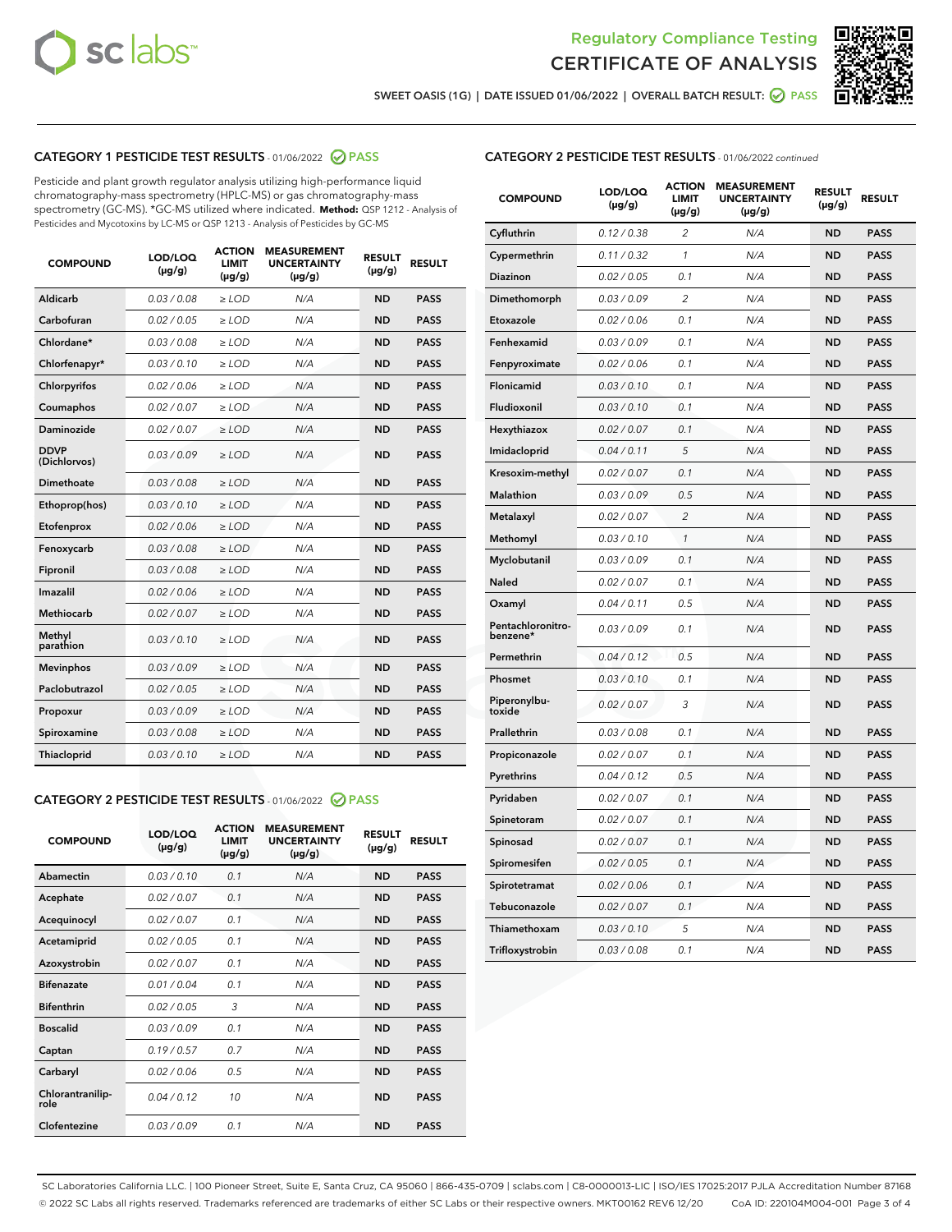# Regulatory Compliance Testing
# CERTIFICATE OF ANALYSIS

SWEET OASIS (1G) | DATE ISSUED 01/06/2022 | OVERALL BATCH RESULT: PASS

## CATEGORY 1 PESTICIDE TEST RESULTS - 01/06/2022 PASS

Pesticide and plant growth regulator analysis utilizing high-performance liquid chromatography-mass spectrometry (HPLC-MS) or gas chromatography-mass spectrometry (GC-MS). *GC-MS utilized where indicated. **Method:** QSP 1212 - Analysis of Pesticides and Mycotoxins by LC-MS or QSP 1213 - Analysis of Pesticides by GC-MS

| COMPOUND | LOD/LOQ (µg/g) | ACTION LIMIT (µg/g) | MEASUREMENT UNCERTAINTY (µg/g) | RESULT (µg/g) | RESULT |
|---|---|---|---|---|---|
| Aldicarb | 0.03 / 0.08 | ≥ LOD | N/A | ND | PASS |
| Carbofuran | 0.02 / 0.05 | ≥ LOD | N/A | ND | PASS |
| Chlordane* | 0.03 / 0.08 | ≥ LOD | N/A | ND | PASS |
| Chlorfenapyr* | 0.03 / 0.10 | ≥ LOD | N/A | ND | PASS |
| Chlorpyrifos | 0.02 / 0.06 | ≥ LOD | N/A | ND | PASS |
| Coumaphos | 0.02 / 0.07 | ≥ LOD | N/A | ND | PASS |
| Daminozide | 0.02 / 0.07 | ≥ LOD | N/A | ND | PASS |
| DDVP (Dichlorvos) | 0.03 / 0.09 | ≥ LOD | N/A | ND | PASS |
| Dimethoate | 0.03 / 0.08 | ≥ LOD | N/A | ND | PASS |
| Ethoprop(hos) | 0.03 / 0.10 | ≥ LOD | N/A | ND | PASS |
| Etofenprox | 0.02 / 0.06 | ≥ LOD | N/A | ND | PASS |
| Fenoxycarb | 0.03 / 0.08 | ≥ LOD | N/A | ND | PASS |
| Fipronil | 0.03 / 0.08 | ≥ LOD | N/A | ND | PASS |
| Imazalil | 0.02 / 0.06 | ≥ LOD | N/A | ND | PASS |
| Methiocarb | 0.02 / 0.07 | ≥ LOD | N/A | ND | PASS |
| Methyl parathion | 0.03 / 0.10 | ≥ LOD | N/A | ND | PASS |
| Mevinphos | 0.03 / 0.09 | ≥ LOD | N/A | ND | PASS |
| Paclobutrazol | 0.02 / 0.05 | ≥ LOD | N/A | ND | PASS |
| Propoxur | 0.03 / 0.09 | ≥ LOD | N/A | ND | PASS |
| Spiroxamine | 0.03 / 0.08 | ≥ LOD | N/A | ND | PASS |
| Thiacloprid | 0.03 / 0.10 | ≥ LOD | N/A | ND | PASS |

## CATEGORY 2 PESTICIDE TEST RESULTS - 01/06/2022 PASS

| COMPOUND | LOD/LOQ (µg/g) | ACTION LIMIT (µg/g) | MEASUREMENT UNCERTAINTY (µg/g) | RESULT (µg/g) | RESULT |
|---|---|---|---|---|---|
| Abamectin | 0.03 / 0.10 | 0.1 | N/A | ND | PASS |
| Acephate | 0.02 / 0.07 | 0.1 | N/A | ND | PASS |
| Acequinocyl | 0.02 / 0.07 | 0.1 | N/A | ND | PASS |
| Acetamiprid | 0.02 / 0.05 | 0.1 | N/A | ND | PASS |
| Azoxystrobin | 0.02 / 0.07 | 0.1 | N/A | ND | PASS |
| Bifenazate | 0.01 / 0.04 | 0.1 | N/A | ND | PASS |
| Bifenthrin | 0.02 / 0.05 | 3 | N/A | ND | PASS |
| Boscalid | 0.03 / 0.09 | 0.1 | N/A | ND | PASS |
| Captan | 0.19 / 0.57 | 0.7 | N/A | ND | PASS |
| Carbaryl | 0.02 / 0.06 | 0.5 | N/A | ND | PASS |
| Chlorantraniliprole | 0.04 / 0.12 | 10 | N/A | ND | PASS |
| Clofentezine | 0.03 / 0.09 | 0.1 | N/A | ND | PASS |
| Cyfluthrin | 0.12 / 0.38 | 2 | N/A | ND | PASS |
| Cypermethrin | 0.11 / 0.32 | 1 | N/A | ND | PASS |
| Diazinon | 0.02 / 0.05 | 0.1 | N/A | ND | PASS |
| Dimethomorph | 0.03 / 0.09 | 2 | N/A | ND | PASS |
| Etoxazole | 0.02 / 0.06 | 0.1 | N/A | ND | PASS |
| Fenhexamid | 0.03 / 0.09 | 0.1 | N/A | ND | PASS |
| Fenpyroximate | 0.02 / 0.06 | 0.1 | N/A | ND | PASS |
| Flonicamid | 0.03 / 0.10 | 0.1 | N/A | ND | PASS |
| Fludioxonil | 0.03 / 0.10 | 0.1 | N/A | ND | PASS |
| Hexythiazox | 0.02 / 0.07 | 0.1 | N/A | ND | PASS |
| Imidacloprid | 0.04 / 0.11 | 5 | N/A | ND | PASS |
| Kresoxim-methyl | 0.02 / 0.07 | 0.1 | N/A | ND | PASS |
| Malathion | 0.03 / 0.09 | 0.5 | N/A | ND | PASS |
| Metalaxyl | 0.02 / 0.07 | 2 | N/A | ND | PASS |
| Methomyl | 0.03 / 0.10 | 1 | N/A | ND | PASS |
| Myclobutanil | 0.03 / 0.09 | 0.1 | N/A | ND | PASS |
| Naled | 0.02 / 0.07 | 0.1 | N/A | ND | PASS |
| Oxamyl | 0.04 / 0.11 | 0.5 | N/A | ND | PASS |
| Pentachloronitrobenzene* | 0.03 / 0.09 | 0.1 | N/A | ND | PASS |
| Permethrin | 0.04 / 0.12 | 0.5 | N/A | ND | PASS |
| Phosmet | 0.03 / 0.10 | 0.1 | N/A | ND | PASS |
| Piperonylbutoxide | 0.02 / 0.07 | 3 | N/A | ND | PASS |
| Prallethrin | 0.03 / 0.08 | 0.1 | N/A | ND | PASS |
| Propiconazole | 0.02 / 0.07 | 0.1 | N/A | ND | PASS |
| Pyrethrins | 0.04 / 0.12 | 0.5 | N/A | ND | PASS |
| Pyridaben | 0.02 / 0.07 | 0.1 | N/A | ND | PASS |
| Spinetoram | 0.02 / 0.07 | 0.1 | N/A | ND | PASS |
| Spinosad | 0.02 / 0.07 | 0.1 | N/A | ND | PASS |
| Spiromesifen | 0.02 / 0.05 | 0.1 | N/A | ND | PASS |
| Spirotetramat | 0.02 / 0.06 | 0.1 | N/A | ND | PASS |
| Tebuconazole | 0.02 / 0.07 | 0.1 | N/A | ND | PASS |
| Thiamethoxam | 0.03 / 0.10 | 5 | N/A | ND | PASS |
| Trifloxystrobin | 0.03 / 0.08 | 0.1 | N/A | ND | PASS |

SC Laboratories California LLC. | 100 Pioneer Street, Suite E, Santa Cruz, CA 95060 | 866-435-0709 | sclabs.com | C8-0000013-LIC | ISO/IES 17025:2017 PJLA Accreditation Number 87168
© 2022 SC Labs all rights reserved. Trademarks referenced are trademarks of either SC Labs or their respective owners. MKT00162 REV6 12/20 CoA ID: 220104M004-001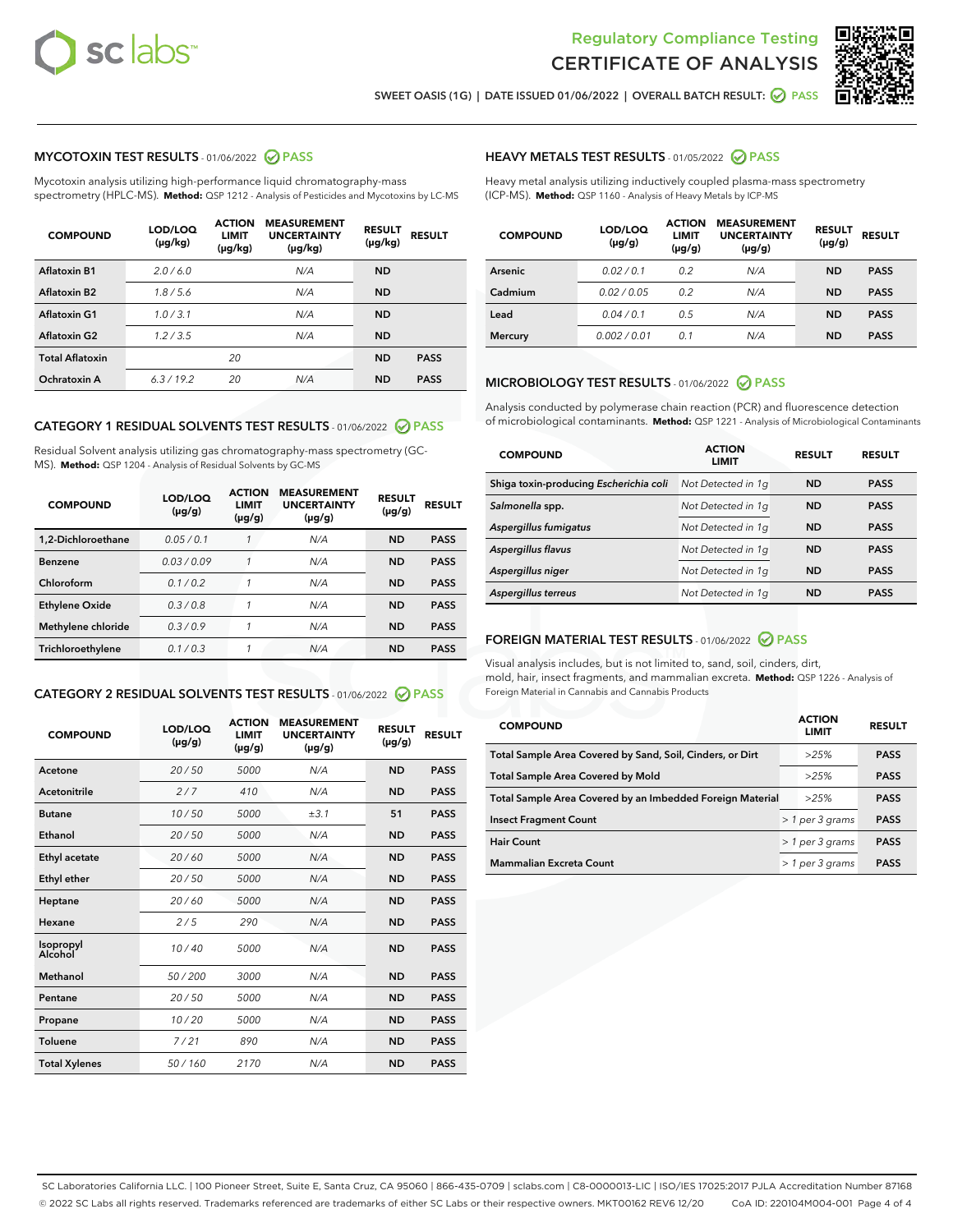Regulatory Compliance Testing

# CERTIFICATE OF ANALYSIS

SWEET OASIS (1G) | DATE ISSUED 01/06/2022 | OVERALL BATCH RESULT: PASS

## MYCOTOXIN TEST RESULTS - 01/06/2022 PASS

Mycotoxin analysis utilizing high-performance liquid chromatography-mass spectrometry (HPLC-MS). **Method:** QSP 1212 - Analysis of Pesticides and Mycotoxins by LC-MS

| COMPOUND | LOD/LOQ (μg/kg) | ACTION LIMIT (μg/kg) | MEASUREMENT UNCERTAINTY (μg/kg) | RESULT (μg/kg) | RESULT |
|---|---|---|---|---|---|
| Aflatoxin B1 | 2.0 / 6.0 | | N/A | ND | |
| Aflatoxin B2 | 1.8 / 5.6 | | N/A | ND | |
| Aflatoxin G1 | 1.0 / 3.1 | | N/A | ND | |
| Aflatoxin G2 | 1.2 / 3.5 | | N/A | ND | |
| Total Aflatoxin | | 20 | | ND | PASS |
| Ochratoxin A | 6.3 / 19.2 | 20 | N/A | ND | PASS |

## CATEGORY 1 RESIDUAL SOLVENTS TEST RESULTS - 01/06/2022 PASS

Residual Solvent analysis utilizing gas chromatography-mass spectrometry (GC-MS). **Method:** QSP 1204 - Analysis of Residual Solvents by GC-MS

| COMPOUND | LOD/LOQ (μg/g) | ACTION LIMIT (μg/g) | MEASUREMENT UNCERTAINTY (μg/g) | RESULT (μg/g) | RESULT |
|---|---|---|---|---|---|
| 1,2-Dichloroethane | 0.05 / 0.1 | 1 | N/A | ND | PASS |
| Benzene | 0.03 / 0.09 | 1 | N/A | ND | PASS |
| Chloroform | 0.1 / 0.2 | 1 | N/A | ND | PASS |
| Ethylene Oxide | 0.3 / 0.8 | 1 | N/A | ND | PASS |
| Methylene chloride | 0.3 / 0.9 | 1 | N/A | ND | PASS |
| Trichloroethylene | 0.1 / 0.3 | 1 | N/A | ND | PASS |

## CATEGORY 2 RESIDUAL SOLVENTS TEST RESULTS - 01/06/2022 PASS

| COMPOUND | LOD/LOQ (μg/g) | ACTION LIMIT (μg/g) | MEASUREMENT UNCERTAINTY (μg/g) | RESULT (μg/g) | RESULT |
|---|---|---|---|---|---|
| Acetone | 20 / 50 | 5000 | N/A | ND | PASS |
| Acetonitrile | 2 / 7 | 410 | N/A | ND | PASS |
| Butane | 10 / 50 | 5000 | ±3.1 | 51 | PASS |
| Ethanol | 20 / 50 | 5000 | N/A | ND | PASS |
| Ethyl acetate | 20 / 60 | 5000 | N/A | ND | PASS |
| Ethyl ether | 20 / 50 | 5000 | N/A | ND | PASS |
| Heptane | 20 / 60 | 5000 | N/A | ND | PASS |
| Hexane | 2 / 5 | 290 | N/A | ND | PASS |
| Isopropyl Alcohol | 10 / 40 | 5000 | N/A | ND | PASS |
| Methanol | 50 / 200 | 3000 | N/A | ND | PASS |
| Pentane | 20 / 50 | 5000 | N/A | ND | PASS |
| Propane | 10 / 20 | 5000 | N/A | ND | PASS |
| Toluene | 7 / 21 | 890 | N/A | ND | PASS |
| Total Xylenes | 50 / 160 | 2170 | N/A | ND | PASS |

## HEAVY METALS TEST RESULTS - 01/05/2022 PASS

Heavy metal analysis utilizing inductively coupled plasma-mass spectrometry (ICP-MS). **Method:** QSP 1160 - Analysis of Heavy Metals by ICP-MS

| COMPOUND | LOD/LOQ (μg/g) | ACTION LIMIT (μg/g) | MEASUREMENT UNCERTAINTY (μg/g) | RESULT (μg/g) | RESULT |
|---|---|---|---|---|---|
| Arsenic | 0.02 / 0.1 | 0.2 | N/A | ND | PASS |
| Cadmium | 0.02 / 0.05 | 0.2 | N/A | ND | PASS |
| Lead | 0.04 / 0.1 | 0.5 | N/A | ND | PASS |
| Mercury | 0.002 / 0.01 | 0.1 | N/A | ND | PASS |

## MICROBIOLOGY TEST RESULTS - 01/06/2022 PASS

Analysis conducted by polymerase chain reaction (PCR) and fluorescence detection of microbiological contaminants. **Method:** QSP 1221 - Analysis of Microbiological Contaminants

| COMPOUND | ACTION LIMIT | RESULT | RESULT |
|---|---|---|---|
| Shiga toxin-producing *Escherichia coli* | Not Detected in 1g | ND | PASS |
| *Salmonella* spp. | Not Detected in 1g | ND | PASS |
| *Aspergillus fumigatus* | Not Detected in 1g | ND | PASS |
| *Aspergillus flavus* | Not Detected in 1g | ND | PASS |
| *Aspergillus niger* | Not Detected in 1g | ND | PASS |
| *Aspergillus terreus* | Not Detected in 1g | ND | PASS |

## FOREIGN MATERIAL TEST RESULTS - 01/06/2022 PASS

Visual analysis includes, but is not limited to, sand, soil, cinders, dirt, mold, hair, insect fragments, and mammalian excreta. **Method:** QSP 1226 - Analysis of Foreign Material in Cannabis and Cannabis Products

| COMPOUND | ACTION LIMIT | RESULT |
|---|---|---|
| Total Sample Area Covered by Sand, Soil, Cinders, or Dirt | >25% | PASS |
| Total Sample Area Covered by Mold | >25% | PASS |
| Total Sample Area Covered by an Imbedded Foreign Material | >25% | PASS |
| Insect Fragment Count | > 1 per 3 grams | PASS |
| Hair Count | > 1 per 3 grams | PASS |
| Mammalian Excreta Count | > 1 per 3 grams | PASS |

SC Laboratories California LLC. | 100 Pioneer Street, Suite E, Santa Cruz, CA 95060 | 866-435-0709 | sclabs.com | C8-0000013-LIC | ISO/IES 17025:2017 PJLA Accreditation Number 87168
© 2022 SC Labs all rights reserved. Trademarks referenced are trademarks of either SC Labs or their respective owners. MKT00162 REV6 12/20 CoA ID: 220104M004-001